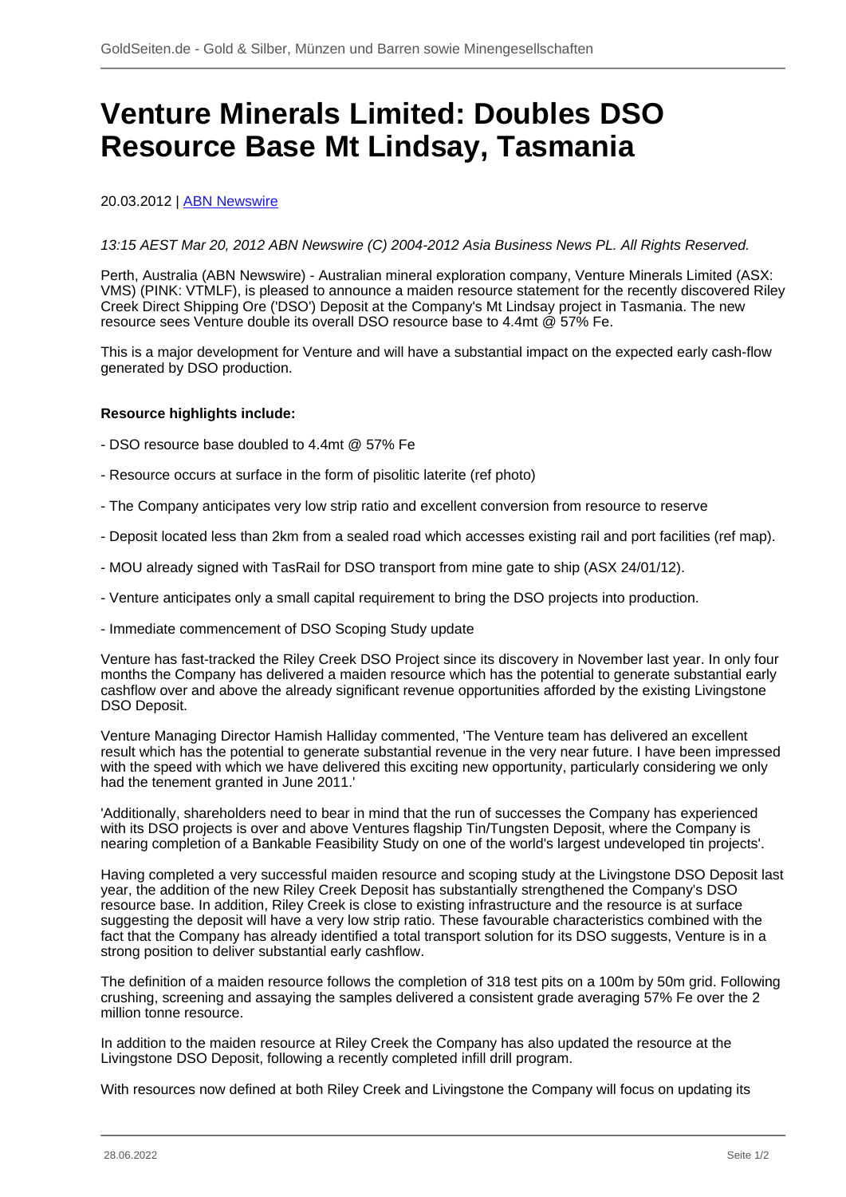# Venture Minerals Limited: Doubles DSO Resource Base Mt Lindsay, Tasmania

20.03.2012 | ABN Newswire

*13:15 AEST Mar 20, 2012 ABN Newswire (C) 2004-2012 Asia Business News PL. All Rights Reserved.*

Perth, Australia (ABN Newswire) - Australian mineral exploration company, Venture Minerals Limited (ASX: VMS) (PINK: VTMLF), is pleased to announce a maiden resource statement for the recently discovered Riley Creek Direct Shipping Ore ('DSO') Deposit at the Company's Mt Lindsay project in Tasmania. The new resource sees Venture double its overall DSO resource base to 4.4mt @ 57% Fe.

This is a major development for Venture and will have a substantial impact on the expected early cash-flow generated by DSO production.

**Resource highlights include:**

- DSO resource base doubled to 4.4mt @ 57% Fe

- Resource occurs at surface in the form of pisolitic laterite (ref photo)

- The Company anticipates very low strip ratio and excellent conversion from resource to reserve

- Deposit located less than 2km from a sealed road which accesses existing rail and port facilities (ref map).

- MOU already signed with TasRail for DSO transport from mine gate to ship (ASX 24/01/12).

- Venture anticipates only a small capital requirement to bring the DSO projects into production.

- Immediate commencement of DSO Scoping Study update

Venture has fast-tracked the Riley Creek DSO Project since its discovery in November last year. In only four months the Company has delivered a maiden resource which has the potential to generate substantial early cashflow over and above the already significant revenue opportunities afforded by the existing Livingstone DSO Deposit.

Venture Managing Director Hamish Halliday commented, 'The Venture team has delivered an excellent result which has the potential to generate substantial revenue in the very near future. I have been impressed with the speed with which we have delivered this exciting new opportunity, particularly considering we only had the tenement granted in June 2011.'

'Additionally, shareholders need to bear in mind that the run of successes the Company has experienced with its DSO projects is over and above Ventures flagship Tin/Tungsten Deposit, where the Company is nearing completion of a Bankable Feasibility Study on one of the world's largest undeveloped tin projects'.

Having completed a very successful maiden resource and scoping study at the Livingstone DSO Deposit last year, the addition of the new Riley Creek Deposit has substantially strengthened the Company's DSO resource base. In addition, Riley Creek is close to existing infrastructure and the resource is at surface suggesting the deposit will have a very low strip ratio. These favourable characteristics combined with the fact that the Company has already identified a total transport solution for its DSO suggests, Venture is in a strong position to deliver substantial early cashflow.

The definition of a maiden resource follows the completion of 318 test pits on a 100m by 50m grid. Following crushing, screening and assaying the samples delivered a consistent grade averaging 57% Fe over the 2 million tonne resource.

In addition to the maiden resource at Riley Creek the Company has also updated the resource at the Livingstone DSO Deposit, following a recently completed infill drill program.

With resources now defined at both Riley Creek and Livingstone the Company will focus on updating its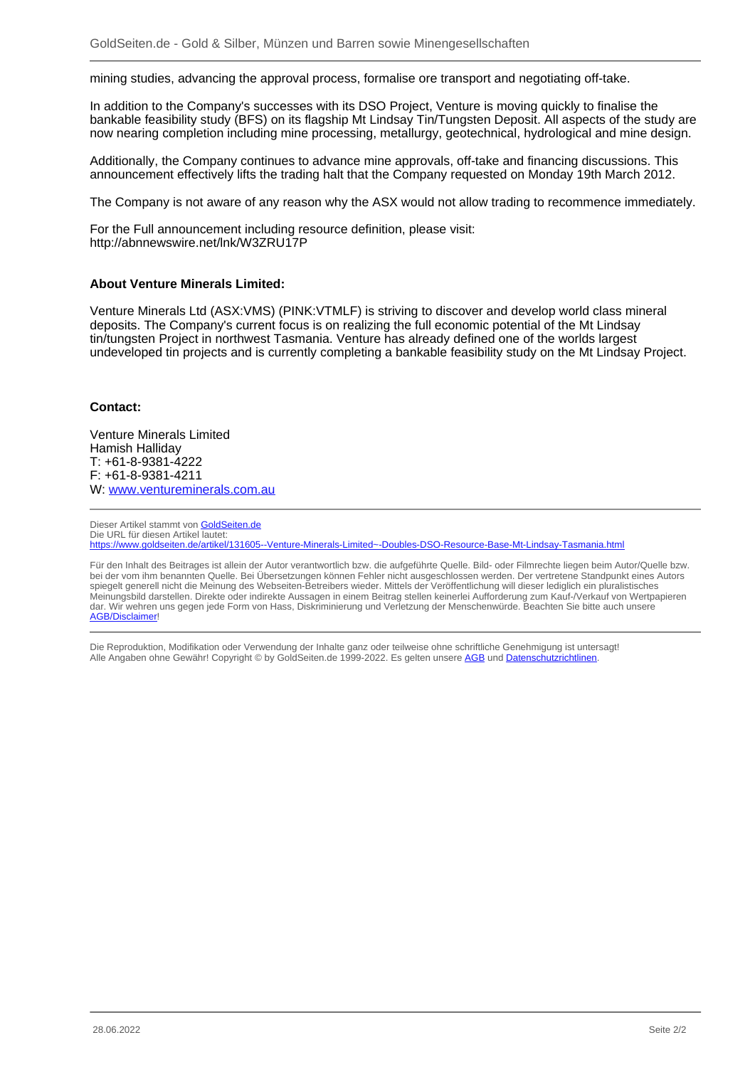mining studies, advancing the approval process, formalise ore transport and negotiating off-take.

In addition to the Company's successes with its DSO Project, Venture is moving quickly to finalise the bankable feasibility study (BFS) on its flagship Mt Lindsay Tin/Tungsten Deposit. All aspects of the study are now nearing completion including mine processing, metallurgy, geotechnical, hydrological and mine design.

Additionally, the Company continues to advance mine approvals, off-take and financing discussions. This announcement effectively lifts the trading halt that the Company requested on Monday 19th March 2012.

The Company is not aware of any reason why the ASX would not allow trading to recommence immediately.

For the Full announcement including resource definition, please visit:
http://abnnewswire.net/lnk/W3ZRU17P

**About Venture Minerals Limited:**

Venture Minerals Ltd (ASX:VMS) (PINK:VTMLF) is striving to discover and develop world class mineral deposits. The Company's current focus is on realizing the full economic potential of the Mt Lindsay tin/tungsten Project in northwest Tasmania. Venture has already defined one of the worlds largest undeveloped tin projects and is currently completing a bankable feasibility study on the Mt Lindsay Project.

**Contact:**

Venture Minerals Limited
Hamish Halliday
T: +61-8-9381-4222
F: +61-8-9381-4211
W: [www.ventureminerals.com.au](http://www.ventureminerals.com.au)

---

Dieser Artikel stammt von [GoldSeiten.de](https://www.goldseiten.de)
Die URL für diesen Artikel lautet:
[https://www.goldseiten.de/artikel/131605--Venture-Minerals-Limited~-Doubles-DSO-Resource-Base-Mt-Lindsay-Tasmania.html](https://www.goldseiten.de/artikel/131605--Venture-Minerals-Limited~-Doubles-DSO-Resource-Base-Mt-Lindsay-Tasmania.html)

Für den Inhalt des Beitrages ist allein der Autor verantwortlich bzw. die aufgeführte Quelle. Bild- oder Filmrechte liegen beim Autor/Quelle bzw. bei der vom ihm benannten Quelle. Bei Übersetzungen können Fehler nicht ausgeschlossen werden. Der vertretene Standpunkt eines Autors spiegelt generell nicht die Meinung des Webseiten-Betreibers wieder. Mittels der Veröffentlichung will dieser lediglich ein pluralistisches Meinungsbild darstellen. Direkte oder indirekte Aussagen in einem Beitrag stellen keinerlei Aufforderung zum Kauf-/Verkauf von Wertpapieren dar. Wir wehren uns gegen jede Form von Hass, Diskriminierung und Verletzung der Menschenwürde. Beachten Sie bitte auch unsere [AGB/Disclaimer](https://www.goldseiten.de)!

---

Die Reproduktion, Modifikation oder Verwendung der Inhalte ganz oder teilweise ohne schriftliche Genehmigung ist untersagt!
Alle Angaben ohne Gewähr! Copyright © by GoldSeiten.de 1999-2022. Es gelten unsere [AGB](https://www.goldseiten.de) und [Datenschutzrichtlinen](https://www.goldseiten.de).